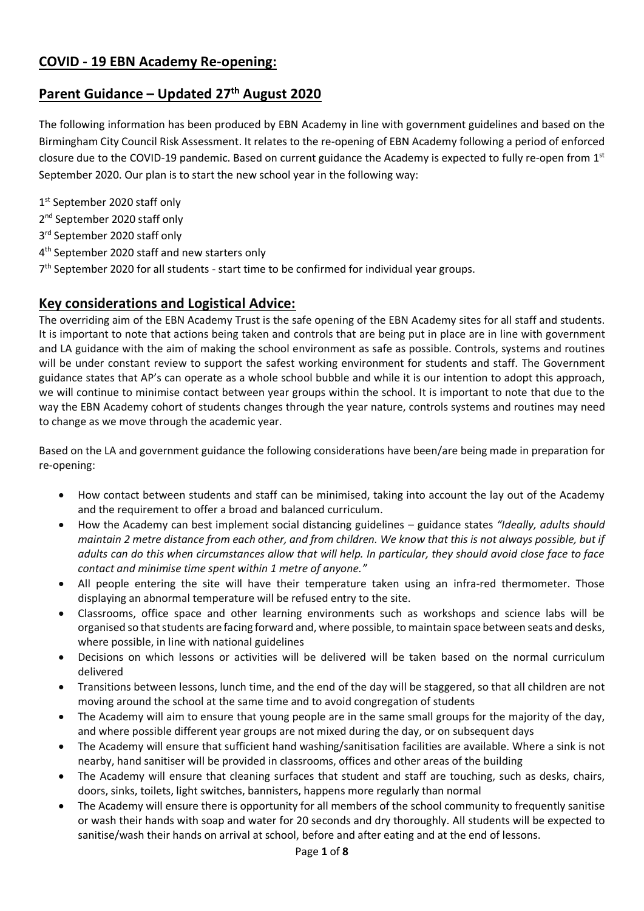## COVID - 19 EBN Academy Re-opening:

## Parent Guidance – Updated 27th August 2020

The following information has been produced by EBN Academy in line with government guidelines and based on the Birmingham City Council Risk Assessment. It relates to the re-opening of EBN Academy following a period of enforced closure due to the COVID-19 pandemic. Based on current guidance the Academy is expected to fully re-open from 1st September 2020. Our plan is to start the new school year in the following way:

1st September 2020 staff only
2nd September 2020 staff only
3rd September 2020 staff only
4th September 2020 staff and new starters only
7th September 2020 for all students - start time to be confirmed for individual year groups.

## Key considerations and Logistical Advice:

The overriding aim of the EBN Academy Trust is the safe opening of the EBN Academy sites for all staff and students. It is important to note that actions being taken and controls that are being put in place are in line with government and LA guidance with the aim of making the school environment as safe as possible. Controls, systems and routines will be under constant review to support the safest working environment for students and staff. The Government guidance states that AP's can operate as a whole school bubble and while it is our intention to adopt this approach, we will continue to minimise contact between year groups within the school. It is important to note that due to the way the EBN Academy cohort of students changes through the year nature, controls systems and routines may need to change as we move through the academic year.

Based on the LA and government guidance the following considerations have been/are being made in preparation for re-opening:

- How contact between students and staff can be minimised, taking into account the lay out of the Academy and the requirement to offer a broad and balanced curriculum.
- How the Academy can best implement social distancing guidelines – guidance states *"Ideally, adults should maintain 2 metre distance from each other, and from children. We know that this is not always possible, but if adults can do this when circumstances allow that will help. In particular, they should avoid close face to face contact and minimise time spent within 1 metre of anyone."*
- All people entering the site will have their temperature taken using an infra-red thermometer. Those displaying an abnormal temperature will be refused entry to the site.
- Classrooms, office space and other learning environments such as workshops and science labs will be organised so that students are facing forward and, where possible, to maintain space between seats and desks, where possible, in line with national guidelines
- Decisions on which lessons or activities will be delivered will be taken based on the normal curriculum delivered
- Transitions between lessons, lunch time, and the end of the day will be staggered, so that all children are not moving around the school at the same time and to avoid congregation of students
- The Academy will aim to ensure that young people are in the same small groups for the majority of the day, and where possible different year groups are not mixed during the day, or on subsequent days
- The Academy will ensure that sufficient hand washing/sanitisation facilities are available. Where a sink is not nearby, hand sanitiser will be provided in classrooms, offices and other areas of the building
- The Academy will ensure that cleaning surfaces that student and staff are touching, such as desks, chairs, doors, sinks, toilets, light switches, bannisters, happens more regularly than normal
- The Academy will ensure there is opportunity for all members of the school community to frequently sanitise or wash their hands with soap and water for 20 seconds and dry thoroughly. All students will be expected to sanitise/wash their hands on arrival at school, before and after eating and at the end of lessons.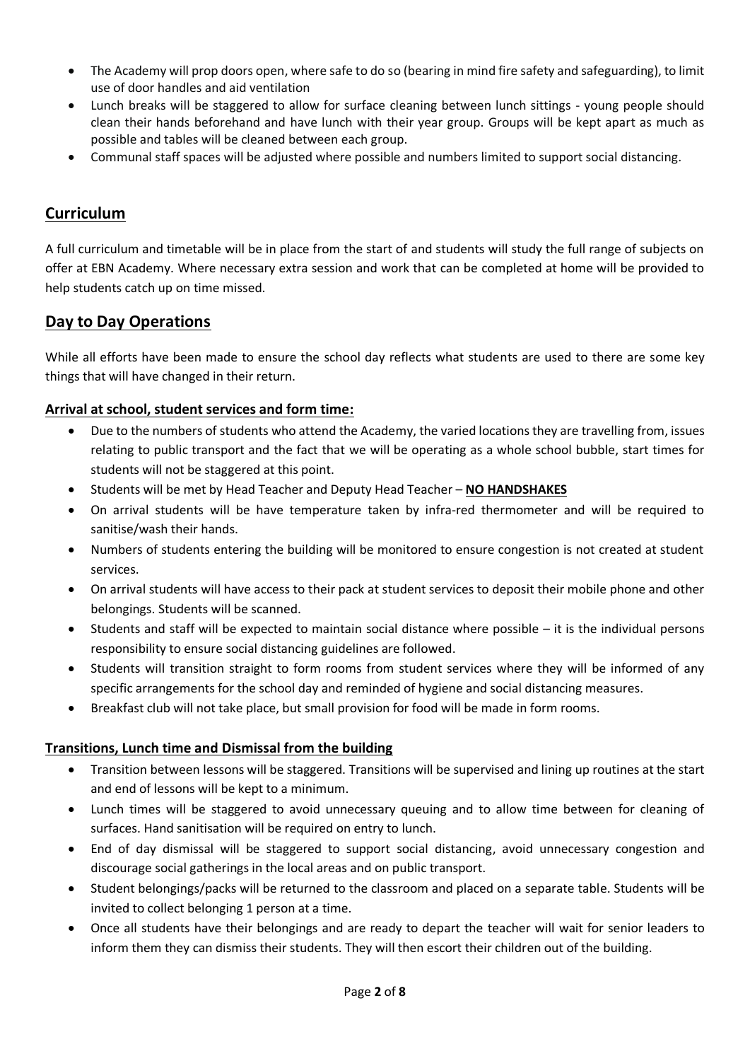- The Academy will prop doors open, where safe to do so (bearing in mind fire safety and safeguarding), to limit use of door handles and aid ventilation
- Lunch breaks will be staggered to allow for surface cleaning between lunch sittings - young people should clean their hands beforehand and have lunch with their year group. Groups will be kept apart as much as possible and tables will be cleaned between each group.
- Communal staff spaces will be adjusted where possible and numbers limited to support social distancing.

## Curriculum

A full curriculum and timetable will be in place from the start of and students will study the full range of subjects on offer at EBN Academy. Where necessary extra session and work that can be completed at home will be provided to help students catch up on time missed.

## Day to Day Operations

While all efforts have been made to ensure the school day reflects what students are used to there are some key things that will have changed in their return.

### Arrival at school, student services and form time:

- Due to the numbers of students who attend the Academy, the varied locations they are travelling from, issues relating to public transport and the fact that we will be operating as a whole school bubble, start times for students will not be staggered at this point.
- Students will be met by Head Teacher and Deputy Head Teacher – **NO HANDSHAKES**
- On arrival students will be have temperature taken by infra-red thermometer and will be required to sanitise/wash their hands.
- Numbers of students entering the building will be monitored to ensure congestion is not created at student services.
- On arrival students will have access to their pack at student services to deposit their mobile phone and other belongings. Students will be scanned.
- Students and staff will be expected to maintain social distance where possible – it is the individual persons responsibility to ensure social distancing guidelines are followed.
- Students will transition straight to form rooms from student services where they will be informed of any specific arrangements for the school day and reminded of hygiene and social distancing measures.
- Breakfast club will not take place, but small provision for food will be made in form rooms.

### Transitions, Lunch time and Dismissal from the building

- Transition between lessons will be staggered. Transitions will be supervised and lining up routines at the start and end of lessons will be kept to a minimum.
- Lunch times will be staggered to avoid unnecessary queuing and to allow time between for cleaning of surfaces. Hand sanitisation will be required on entry to lunch.
- End of day dismissal will be staggered to support social distancing, avoid unnecessary congestion and discourage social gatherings in the local areas and on public transport.
- Student belongings/packs will be returned to the classroom and placed on a separate table. Students will be invited to collect belonging 1 person at a time.
- Once all students have their belongings and are ready to depart the teacher will wait for senior leaders to inform them they can dismiss their students. They will then escort their children out of the building.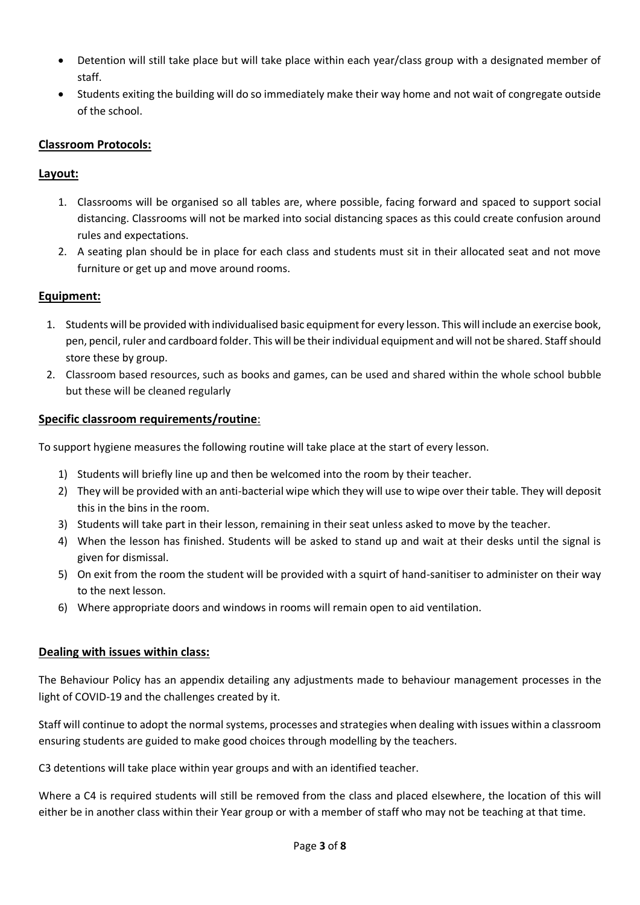- Detention will still take place but will take place within each year/class group with a designated member of staff.
- Students exiting the building will do so immediately make their way home and not wait of congregate outside of the school.

## **Classroom Protocols:**

### **Layout:**

1. Classrooms will be organised so all tables are, where possible, facing forward and spaced to support social distancing. Classrooms will not be marked into social distancing spaces as this could create confusion around rules and expectations.
2. A seating plan should be in place for each class and students must sit in their allocated seat and not move furniture or get up and move around rooms.

### **Equipment:**

1. Students will be provided with individualised basic equipment for every lesson. This will include an exercise book, pen, pencil, ruler and cardboard folder. This will be their individual equipment and will not be shared. Staff should store these by group.
2. Classroom based resources, such as books and games, can be used and shared within the whole school bubble but these will be cleaned regularly

### **Specific classroom requirements/routine**:

To support hygiene measures the following routine will take place at the start of every lesson.

1) Students will briefly line up and then be welcomed into the room by their teacher.
2) They will be provided with an anti-bacterial wipe which they will use to wipe over their table. They will deposit this in the bins in the room.
3) Students will take part in their lesson, remaining in their seat unless asked to move by the teacher.
4) When the lesson has finished. Students will be asked to stand up and wait at their desks until the signal is given for dismissal.
5) On exit from the room the student will be provided with a squirt of hand-sanitiser to administer on their way to the next lesson.
6) Where appropriate doors and windows in rooms will remain open to aid ventilation.

### **Dealing with issues within class:**

The Behaviour Policy has an appendix detailing any adjustments made to behaviour management processes in the light of COVID-19 and the challenges created by it.

Staff will continue to adopt the normal systems, processes and strategies when dealing with issues within a classroom ensuring students are guided to make good choices through modelling by the teachers.

C3 detentions will take place within year groups and with an identified teacher.

Where a C4 is required students will still be removed from the class and placed elsewhere, the location of this will either be in another class within their Year group or with a member of staff who may not be teaching at that time.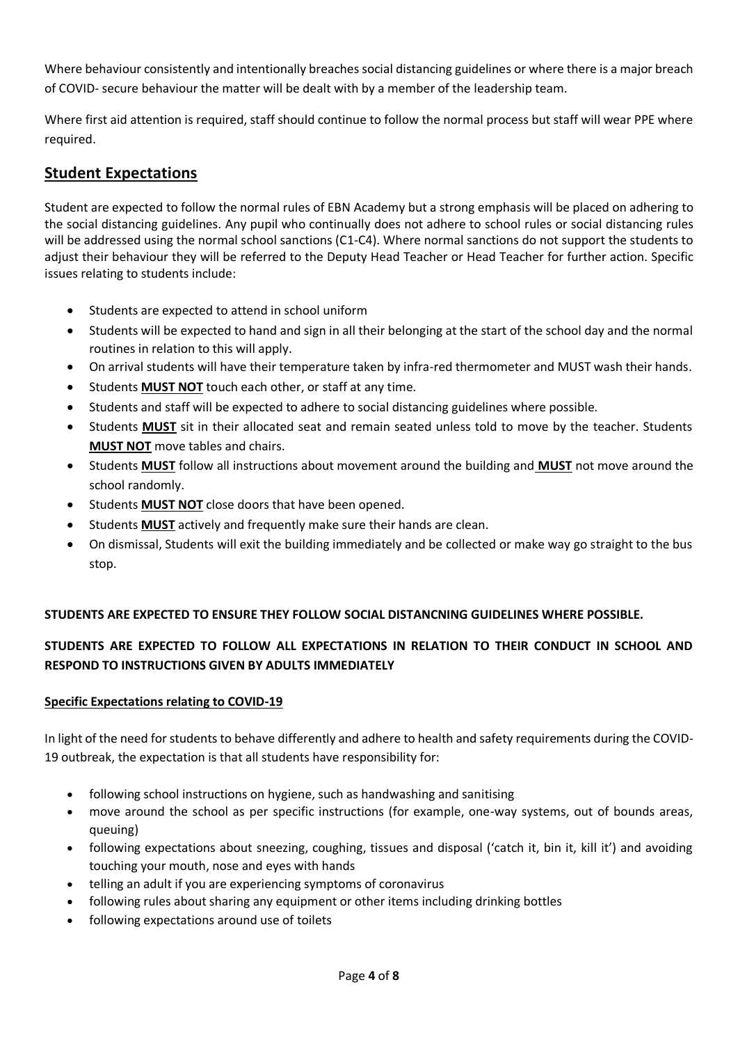Where behaviour consistently and intentionally breaches social distancing guidelines or where there is a major breach of COVID- secure behaviour the matter will be dealt with by a member of the leadership team.

Where first aid attention is required, staff should continue to follow the normal process but staff will wear PPE where required.

## Student Expectations

Student are expected to follow the normal rules of EBN Academy but a strong emphasis will be placed on adhering to the social distancing guidelines. Any pupil who continually does not adhere to school rules or social distancing rules will be addressed using the normal school sanctions (C1-C4). Where normal sanctions do not support the students to adjust their behaviour they will be referred to the Deputy Head Teacher or Head Teacher for further action. Specific issues relating to students include:

- Students are expected to attend in school uniform
- Students will be expected to hand and sign in all their belonging at the start of the school day and the normal routines in relation to this will apply.
- On arrival students will have their temperature taken by infra-red thermometer and MUST wash their hands.
- Students **MUST NOT** touch each other, or staff at any time.
- Students and staff will be expected to adhere to social distancing guidelines where possible.
- Students **MUST** sit in their allocated seat and remain seated unless told to move by the teacher. Students **MUST NOT** move tables and chairs.
- Students **MUST** follow all instructions about movement around the building and **MUST** not move around the school randomly.
- Students **MUST NOT** close doors that have been opened.
- Students **MUST** actively and frequently make sure their hands are clean.
- On dismissal, Students will exit the building immediately and be collected or make way go straight to the bus stop.

**STUDENTS ARE EXPECTED TO ENSURE THEY FOLLOW SOCIAL DISTANCNING GUIDELINES WHERE POSSIBLE.**

**STUDENTS ARE EXPECTED TO FOLLOW ALL EXPECTATIONS IN RELATION TO THEIR CONDUCT IN SCHOOL AND RESPOND TO INSTRUCTIONS GIVEN BY ADULTS IMMEDIATELY**

**Specific Expectations relating to COVID-19**

In light of the need for students to behave differently and adhere to health and safety requirements during the COVID-19 outbreak, the expectation is that all students have responsibility for:

- following school instructions on hygiene, such as handwashing and sanitising
- move around the school as per specific instructions (for example, one-way systems, out of bounds areas, queuing)
- following expectations about sneezing, coughing, tissues and disposal ('catch it, bin it, kill it') and avoiding touching your mouth, nose and eyes with hands
- telling an adult if you are experiencing symptoms of coronavirus
- following rules about sharing any equipment or other items including drinking bottles
- following expectations around use of toilets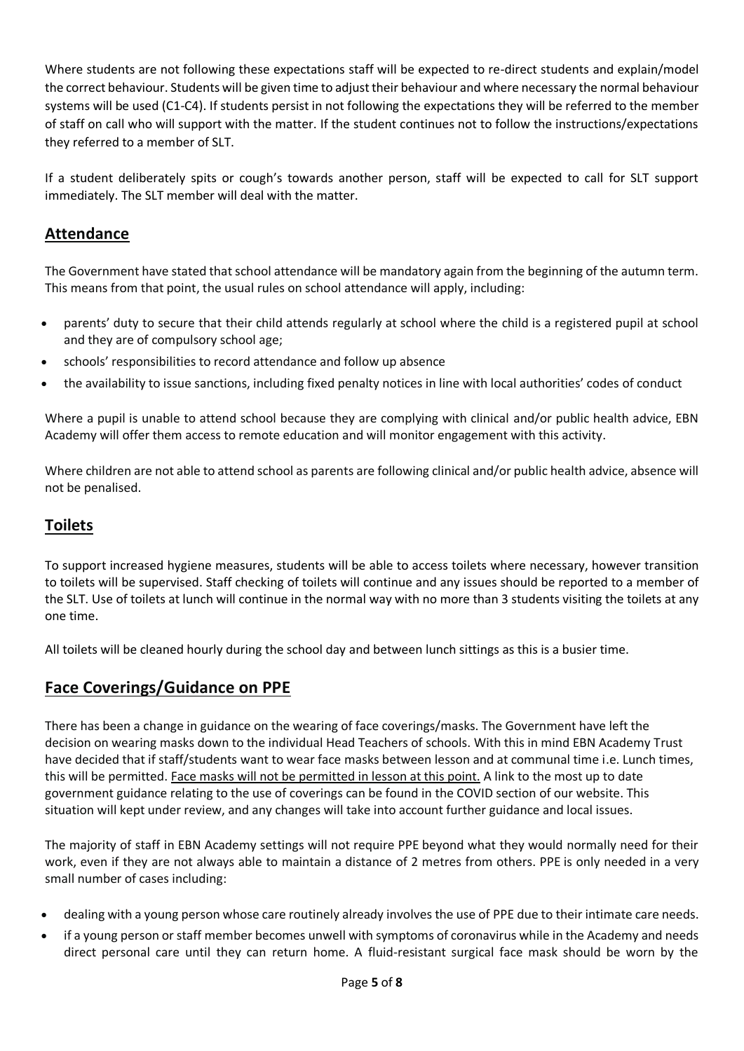Where students are not following these expectations staff will be expected to re-direct students and explain/model the correct behaviour. Students will be given time to adjust their behaviour and where necessary the normal behaviour systems will be used (C1-C4). If students persist in not following the expectations they will be referred to the member of staff on call who will support with the matter. If the student continues not to follow the instructions/expectations they referred to a member of SLT.

If a student deliberately spits or cough's towards another person, staff will be expected to call for SLT support immediately. The SLT member will deal with the matter.

## Attendance

The Government have stated that school attendance will be mandatory again from the beginning of the autumn term. This means from that point, the usual rules on school attendance will apply, including:

- parents' duty to secure that their child attends regularly at school where the child is a registered pupil at school and they are of compulsory school age;
- schools' responsibilities to record attendance and follow up absence
- the availability to issue sanctions, including fixed penalty notices in line with local authorities' codes of conduct

Where a pupil is unable to attend school because they are complying with clinical and/or public health advice, EBN Academy will offer them access to remote education and will monitor engagement with this activity.

Where children are not able to attend school as parents are following clinical and/or public health advice, absence will not be penalised.

## Toilets

To support increased hygiene measures, students will be able to access toilets where necessary, however transition to toilets will be supervised. Staff checking of toilets will continue and any issues should be reported to a member of the SLT. Use of toilets at lunch will continue in the normal way with no more than 3 students visiting the toilets at any one time.

All toilets will be cleaned hourly during the school day and between lunch sittings as this is a busier time.

## Face Coverings/Guidance on PPE

There has been a change in guidance on the wearing of face coverings/masks. The Government have left the decision on wearing masks down to the individual Head Teachers of schools. With this in mind EBN Academy Trust have decided that if staff/students want to wear face masks between lesson and at communal time i.e. Lunch times, this will be permitted. Face masks will not be permitted in lesson at this point. A link to the most up to date government guidance relating to the use of coverings can be found in the COVID section of our website. This situation will kept under review, and any changes will take into account further guidance and local issues.

The majority of staff in EBN Academy settings will not require PPE beyond what they would normally need for their work, even if they are not always able to maintain a distance of 2 metres from others. PPE is only needed in a very small number of cases including:

- dealing with a young person whose care routinely already involves the use of PPE due to their intimate care needs.
- if a young person or staff member becomes unwell with symptoms of coronavirus while in the Academy and needs direct personal care until they can return home. A fluid-resistant surgical face mask should be worn by the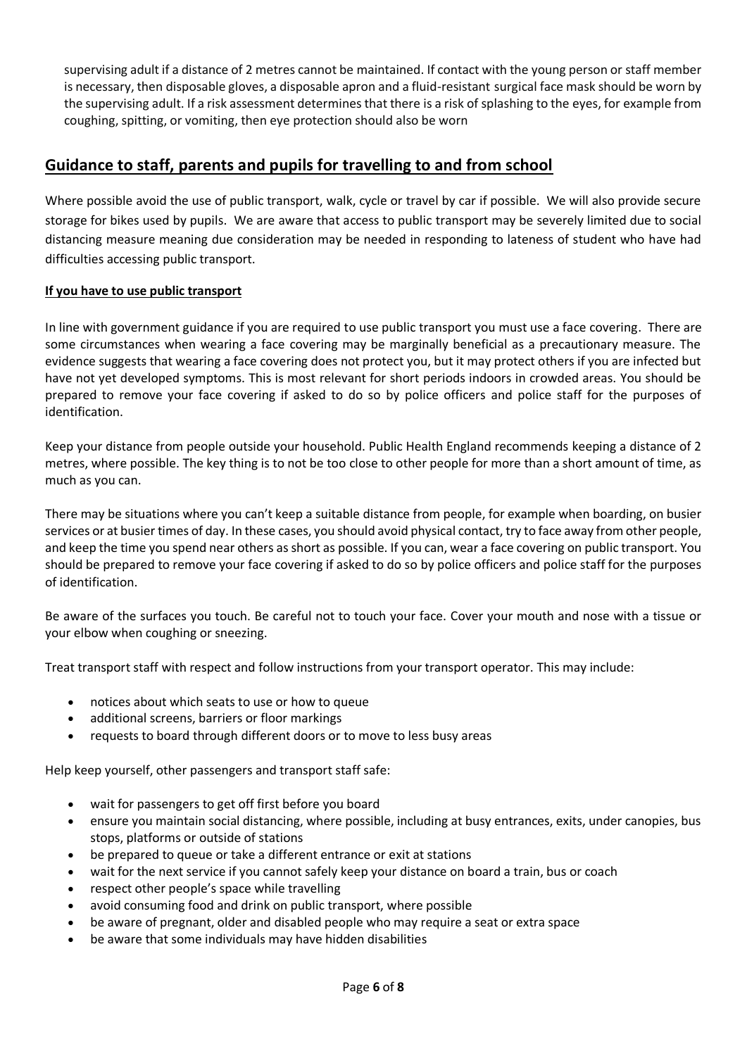supervising adult if a distance of 2 metres cannot be maintained. If contact with the young person or staff member is necessary, then disposable gloves, a disposable apron and a fluid-resistant surgical face mask should be worn by the supervising adult. If a risk assessment determines that there is a risk of splashing to the eyes, for example from coughing, spitting, or vomiting, then eye protection should also be worn

## Guidance to staff, parents and pupils for travelling to and from school

Where possible avoid the use of public transport, walk, cycle or travel by car if possible. We will also provide secure storage for bikes used by pupils. We are aware that access to public transport may be severely limited due to social distancing measure meaning due consideration may be needed in responding to lateness of student who have had difficulties accessing public transport.

### If you have to use public transport

In line with government guidance if you are required to use public transport you must use a face covering. There are some circumstances when wearing a face covering may be marginally beneficial as a precautionary measure. The evidence suggests that wearing a face covering does not protect you, but it may protect others if you are infected but have not yet developed symptoms. This is most relevant for short periods indoors in crowded areas. You should be prepared to remove your face covering if asked to do so by police officers and police staff for the purposes of identification.

Keep your distance from people outside your household. Public Health England recommends keeping a distance of 2 metres, where possible. The key thing is to not be too close to other people for more than a short amount of time, as much as you can.

There may be situations where you can't keep a suitable distance from people, for example when boarding, on busier services or at busier times of day. In these cases, you should avoid physical contact, try to face away from other people, and keep the time you spend near others as short as possible. If you can, wear a face covering on public transport. You should be prepared to remove your face covering if asked to do so by police officers and police staff for the purposes of identification.

Be aware of the surfaces you touch. Be careful not to touch your face. Cover your mouth and nose with a tissue or your elbow when coughing or sneezing.

Treat transport staff with respect and follow instructions from your transport operator. This may include:

- notices about which seats to use or how to queue
- additional screens, barriers or floor markings
- requests to board through different doors or to move to less busy areas

Help keep yourself, other passengers and transport staff safe:

- wait for passengers to get off first before you board
- ensure you maintain social distancing, where possible, including at busy entrances, exits, under canopies, bus stops, platforms or outside of stations
- be prepared to queue or take a different entrance or exit at stations
- wait for the next service if you cannot safely keep your distance on board a train, bus or coach
- respect other people's space while travelling
- avoid consuming food and drink on public transport, where possible
- be aware of pregnant, older and disabled people who may require a seat or extra space
- be aware that some individuals may have hidden disabilities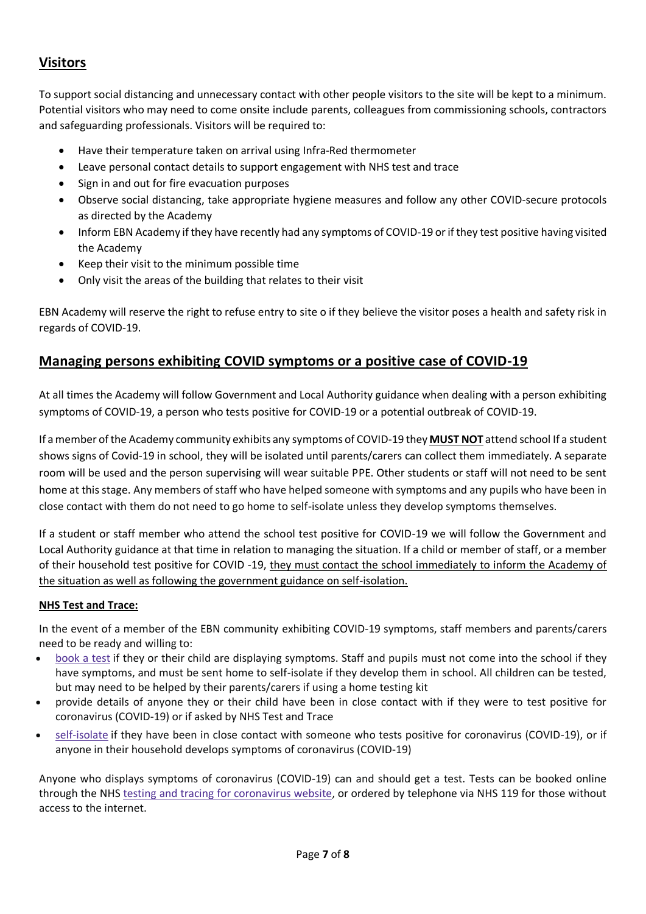## Visitors

To support social distancing and unnecessary contact with other people visitors to the site will be kept to a minimum. Potential visitors who may need to come onsite include parents, colleagues from commissioning schools, contractors and safeguarding professionals. Visitors will be required to:

- Have their temperature taken on arrival using Infra-Red thermometer
- Leave personal contact details to support engagement with NHS test and trace
- Sign in and out for fire evacuation purposes
- Observe social distancing, take appropriate hygiene measures and follow any other COVID-secure protocols as directed by the Academy
- Inform EBN Academy if they have recently had any symptoms of COVID-19 or if they test positive having visited the Academy
- Keep their visit to the minimum possible time
- Only visit the areas of the building that relates to their visit

EBN Academy will reserve the right to refuse entry to site o if they believe the visitor poses a health and safety risk in regards of COVID-19.

## Managing persons exhibiting COVID symptoms or a positive case of COVID-19

At all times the Academy will follow Government and Local Authority guidance when dealing with a person exhibiting symptoms of COVID-19, a person who tests positive for COVID-19 or a potential outbreak of COVID-19.

If a member of the Academy community exhibits any symptoms of COVID-19 they **MUST NOT** attend school If a student shows signs of Covid-19 in school, they will be isolated until parents/carers can collect them immediately. A separate room will be used and the person supervising will wear suitable PPE. Other students or staff will not need to be sent home at this stage. Any members of staff who have helped someone with symptoms and any pupils who have been in close contact with them do not need to go home to self-isolate unless they develop symptoms themselves.

If a student or staff member who attend the school test positive for COVID-19 we will follow the Government and Local Authority guidance at that time in relation to managing the situation. If a child or member of staff, or a member of their household test positive for COVID -19, they must contact the school immediately to inform the Academy of the situation as well as following the government guidance on self-isolation.

### NHS Test and Trace:

In the event of a member of the EBN community exhibiting COVID-19 symptoms, staff members and parents/carers need to be ready and willing to:

- book a test if they or their child are displaying symptoms. Staff and pupils must not come into the school if they have symptoms, and must be sent home to self-isolate if they develop them in school. All children can be tested, but may need to be helped by their parents/carers if using a home testing kit
- provide details of anyone they or their child have been in close contact with if they were to test positive for coronavirus (COVID-19) or if asked by NHS Test and Trace
- self-isolate if they have been in close contact with someone who tests positive for coronavirus (COVID-19), or if anyone in their household develops symptoms of coronavirus (COVID-19)

Anyone who displays symptoms of coronavirus (COVID-19) can and should get a test. Tests can be booked online through the NHS testing and tracing for coronavirus website, or ordered by telephone via NHS 119 for those without access to the internet.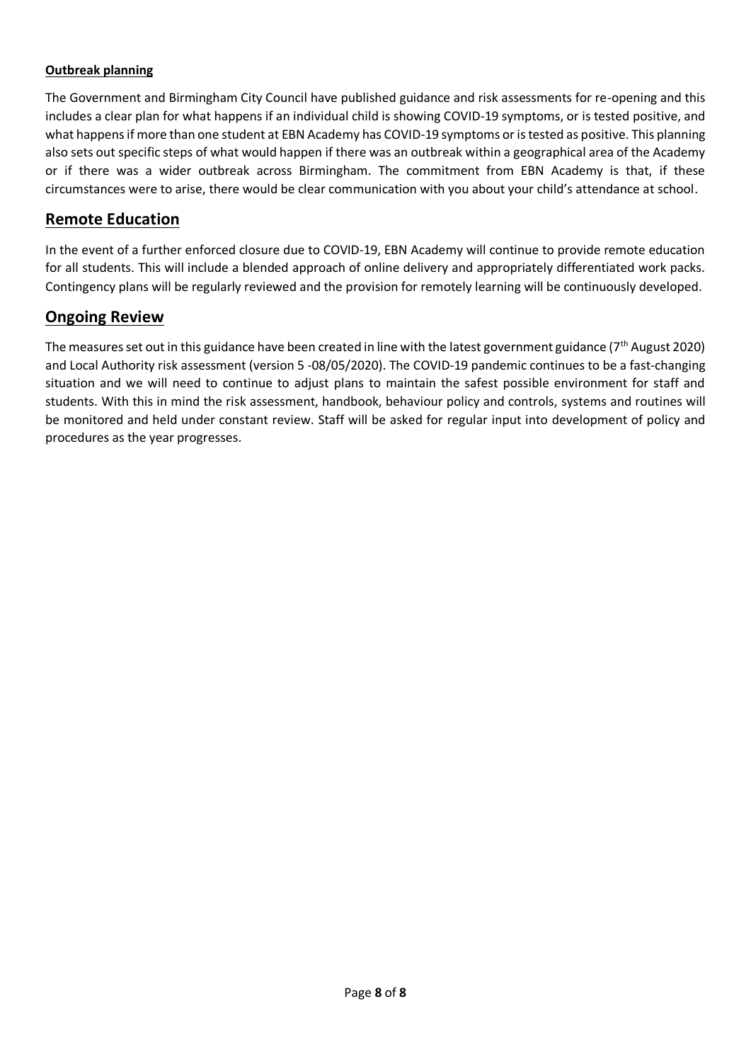**Outbreak planning**

The Government and Birmingham City Council have published guidance and risk assessments for re-opening and this includes a clear plan for what happens if an individual child is showing COVID-19 symptoms, or is tested positive, and what happens if more than one student at EBN Academy has COVID-19 symptoms or is tested as positive. This planning also sets out specific steps of what would happen if there was an outbreak within a geographical area of the Academy or if there was a wider outbreak across Birmingham. The commitment from EBN Academy is that, if these circumstances were to arise, there would be clear communication with you about your child's attendance at school.

## Remote Education

In the event of a further enforced closure due to COVID-19, EBN Academy will continue to provide remote education for all students. This will include a blended approach of online delivery and appropriately differentiated work packs. Contingency plans will be regularly reviewed and the provision for remotely learning will be continuously developed.

## Ongoing Review

The measures set out in this guidance have been created in line with the latest government guidance (7th August 2020) and Local Authority risk assessment (version 5 -08/05/2020). The COVID-19 pandemic continues to be a fast-changing situation and we will need to continue to adjust plans to maintain the safest possible environment for staff and students. With this in mind the risk assessment, handbook, behaviour policy and controls, systems and routines will be monitored and held under constant review. Staff will be asked for regular input into development of policy and procedures as the year progresses.